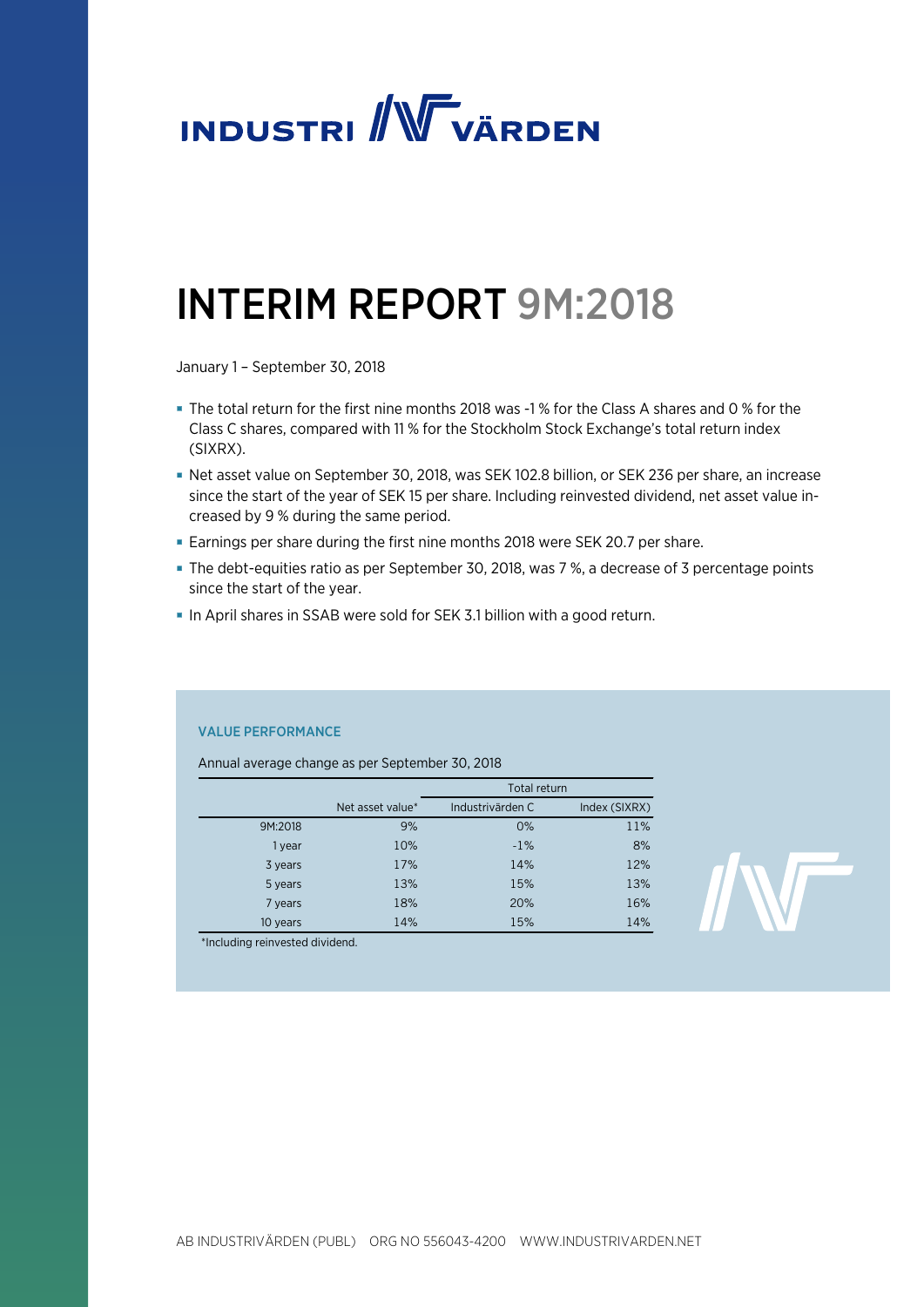# INDUSTRIVÄRDEN

# INTERIM REPORT 9M:2018

January 1 – September 30, 2018

- The total return for the first nine months 2018 was -1 % for the Class A shares and 0 % for the Class C shares, compared with 11 % for the Stockholm Stock Exchange's total return index (SIXRX).
- Net asset value on September 30, 2018, was SEK 102.8 billion, or SEK 236 per share, an increase since the start of the year of SEK 15 per share. Including reinvested dividend, net asset value increased by 9 % during the same period.
- Earnings per share during the first nine months 2018 were SEK 20.7 per share.
- The debt-equities ratio as per September 30, 2018, was 7 %, a decrease of 3 percentage points since the start of the year.
- In April shares in SSAB were sold for SEK 3.1 billion with a good return.

### VALUE PERFORMANCE

Annual average change as per September 30, 2018

| | | Total return | |
|---|---|---|---|
| | Net asset value* | Industrivärden C | Index (SIXRX) |
| 9M:2018 | 9% | 0% | 11% |
| 1 year | 10% | -1% | 8% |
| 3 years | 17% | 14% | 12% |
| 5 years | 13% | 15% | 13% |
| 7 years | 18% | 20% | 16% |
| 10 years | 14% | 15% | 14% |

*Including reinvested dividend.

AB INDUSTRIVÄRDEN (PUBL) ORG NO 556043-4200 WWW.INDUSTRIVARDEN.NET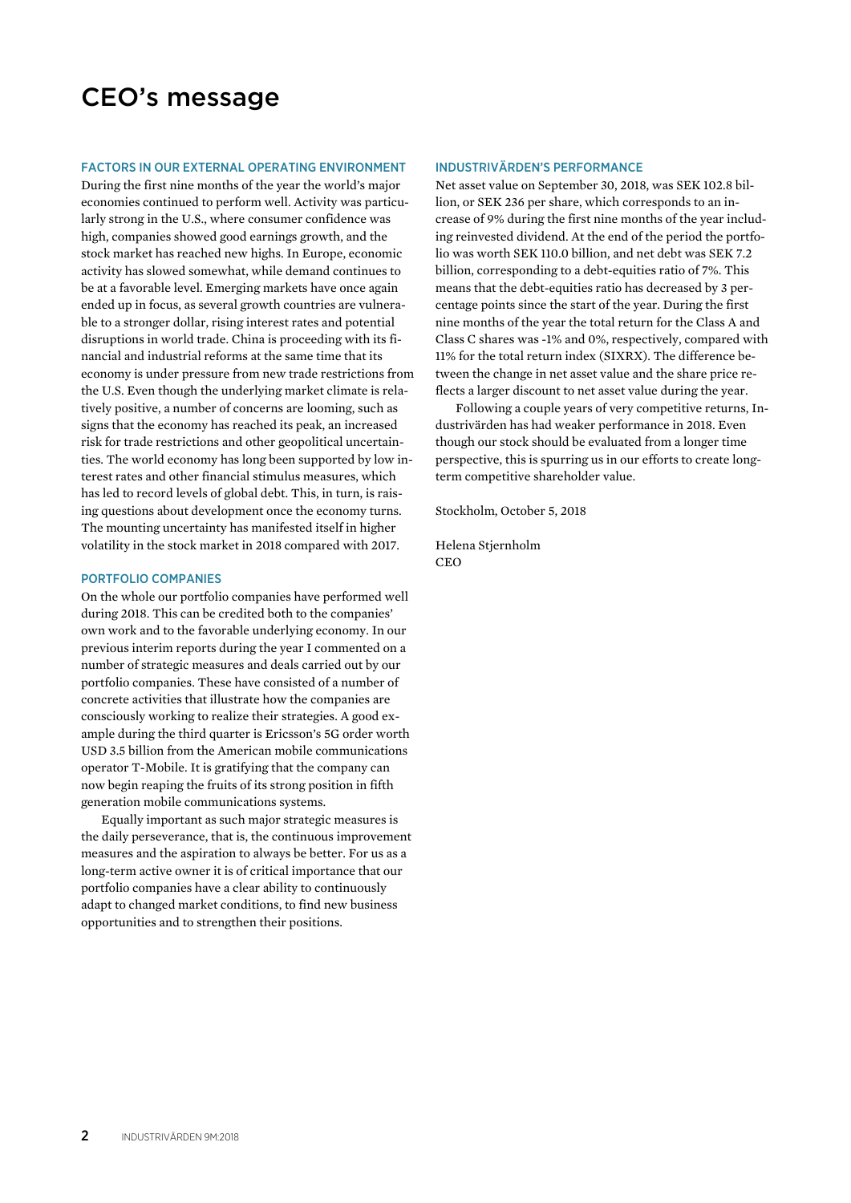# CEO's message

## FACTORS IN OUR EXTERNAL OPERATING ENVIRONMENT

During the first nine months of the year the world's major economies continued to perform well. Activity was particularly strong in the U.S., where consumer confidence was high, companies showed good earnings growth, and the stock market has reached new highs. In Europe, economic activity has slowed somewhat, while demand continues to be at a favorable level. Emerging markets have once again ended up in focus, as several growth countries are vulnerable to a stronger dollar, rising interest rates and potential disruptions in world trade. China is proceeding with its financial and industrial reforms at the same time that its economy is under pressure from new trade restrictions from the U.S. Even though the underlying market climate is relatively positive, a number of concerns are looming, such as signs that the economy has reached its peak, an increased risk for trade restrictions and other geopolitical uncertainties. The world economy has long been supported by low interest rates and other financial stimulus measures, which has led to record levels of global debt. This, in turn, is raising questions about development once the economy turns. The mounting uncertainty has manifested itself in higher volatility in the stock market in 2018 compared with 2017.

## PORTFOLIO COMPANIES

On the whole our portfolio companies have performed well during 2018. This can be credited both to the companies' own work and to the favorable underlying economy. In our previous interim reports during the year I commented on a number of strategic measures and deals carried out by our portfolio companies. These have consisted of a number of concrete activities that illustrate how the companies are consciously working to realize their strategies. A good example during the third quarter is Ericsson's 5G order worth USD 3.5 billion from the American mobile communications operator T-Mobile. It is gratifying that the company can now begin reaping the fruits of its strong position in fifth generation mobile communications systems.

Equally important as such major strategic measures is the daily perseverance, that is, the continuous improvement measures and the aspiration to always be better. For us as a long-term active owner it is of critical importance that our portfolio companies have a clear ability to continuously adapt to changed market conditions, to find new business opportunities and to strengthen their positions.

## INDUSTRIVÄRDEN'S PERFORMANCE

Net asset value on September 30, 2018, was SEK 102.8 billion, or SEK 236 per share, which corresponds to an increase of 9% during the first nine months of the year including reinvested dividend. At the end of the period the portfolio was worth SEK 110.0 billion, and net debt was SEK 7.2 billion, corresponding to a debt-equities ratio of 7%. This means that the debt-equities ratio has decreased by 3 percentage points since the start of the year. During the first nine months of the year the total return for the Class A and Class C shares was -1% and 0%, respectively, compared with 11% for the total return index (SIXRX). The difference between the change in net asset value and the share price reflects a larger discount to net asset value during the year.

Following a couple years of very competitive returns, Industrivärden has had weaker performance in 2018. Even though our stock should be evaluated from a longer time perspective, this is spurring us in our efforts to create long-term competitive shareholder value.

Stockholm, October 5, 2018

Helena Stjernholm
CEO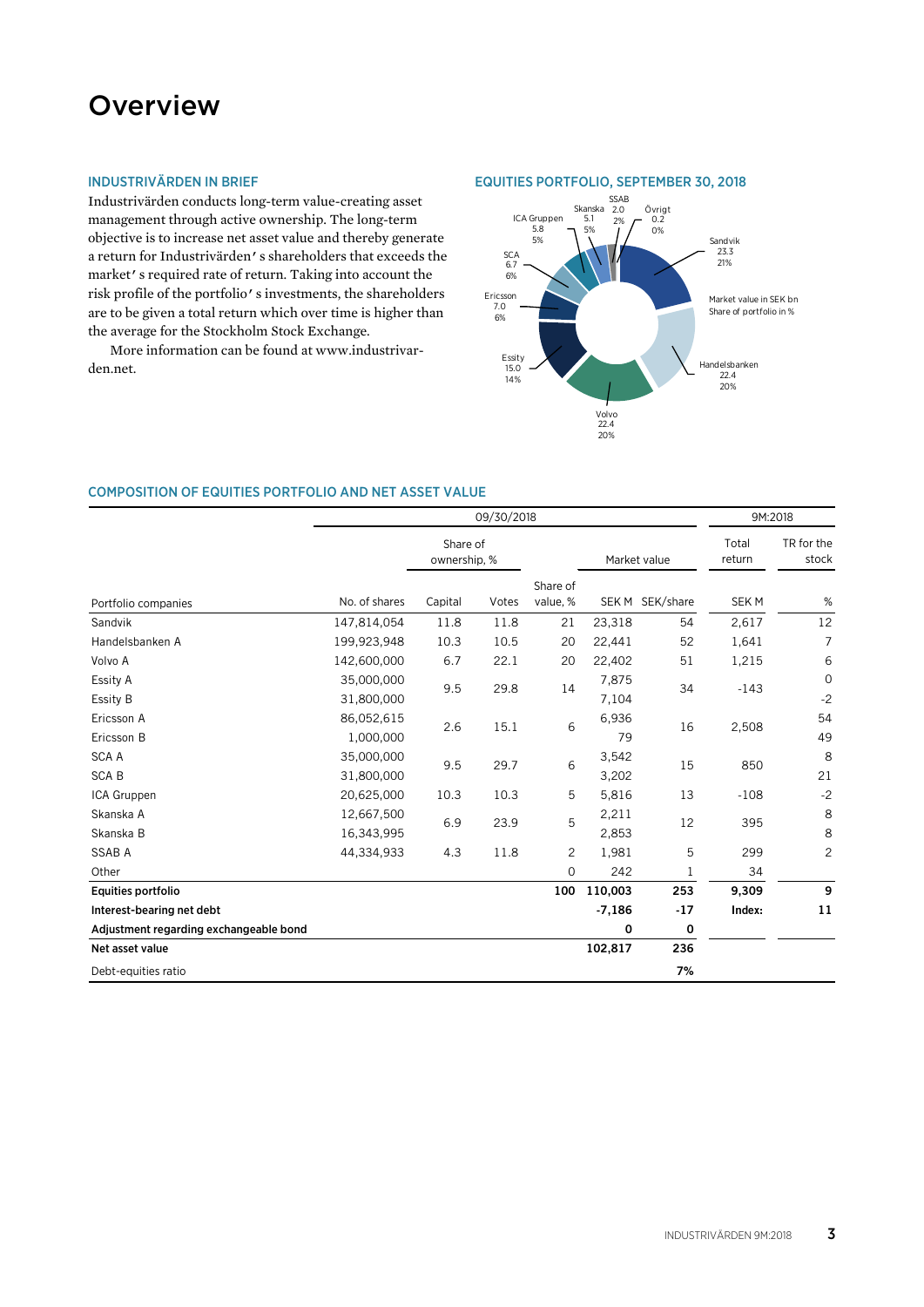# Overview

### INDUSTRIVÄRDEN IN BRIEF

Industrivärden conducts long-term value-creating asset management through active ownership. The long-term objective is to increase net asset value and thereby generate a return for Industrivärden's shareholders that exceeds the market's required rate of return. Taking into account the risk profile of the portfolio's investments, the shareholders are to be given a total return which over time is higher than the average for the Stockholm Stock Exchange.

More information can be found at www.industrivarden.net.

### EQUITIES PORTFOLIO, SEPTEMBER 30, 2018

Market value in SEK bn
Share of portfolio in %

| Company | Market value, SEK bn | Share of portfolio, % |
|---|---|---|
| Sandvik | 23.3 | 21% |
| Handelsbanken | 22.4 | 20% |
| Volvo | 22.4 | 20% |
| Essity | 15.0 | 14% |
| Ericsson | 7.0 | 6% |
| SCA | 6.7 | 6% |
| ICA Gruppen | 5.8 | 5% |
| Skanska | 5.1 | 5% |
| SSAB | 2.0 | 2% |
| Övrigt | 0.2 | 0% |

### COMPOSITION OF EQUITIES PORTFOLIO AND NET ASSET VALUE

| | 09/30/2018 | | | | | | 9M:2018 | |
|---|---|---|---|---|---|---|---|---|
| | | Share of ownership, % | | | Market value | | Total return | TR for the stock |
| Portfolio companies | No. of shares | Capital | Votes | Share of value, % | SEK M | SEK/share | SEK M | % |
| Sandvik | 147,814,054 | 11.8 | 11.8 | 21 | 23,318 | 54 | 2,617 | 12 |
| Handelsbanken A | 199,923,948 | 10.3 | 10.5 | 20 | 22,441 | 52 | 1,641 | 7 |
| Volvo A | 142,600,000 | 6.7 | 22.1 | 20 | 22,402 | 51 | 1,215 | 6 |
| Essity A | 35,000,000 | 9.5 | 29.8 | 14 | 7,875 | 34 | -143 | 0 |
| Essity B | 31,800,000 | | | | 7,104 | | | -2 |
| Ericsson A | 86,052,615 | 2.6 | 15.1 | 6 | 6,936 | 16 | 2,508 | 54 |
| Ericsson B | 1,000,000 | | | | 79 | | | 49 |
| SCA A | 35,000,000 | 9.5 | 29.7 | 6 | 3,542 | 15 | 850 | 8 |
| SCA B | 31,800,000 | | | | 3,202 | | | 21 |
| ICA Gruppen | 20,625,000 | 10.3 | 10.3 | 5 | 5,816 | 13 | -108 | -2 |
| Skanska A | 12,667,500 | 6.9 | 23.9 | 5 | 2,211 | 12 | 395 | 8 |
| Skanska B | 16,343,995 | | | | 2,853 | | | 8 |
| SSAB A | 44,334,933 | 4.3 | 11.8 | 2 | 1,981 | 5 | 299 | 2 |
| Other | | | | 0 | 242 | 1 | 34 | |
| **Equities portfolio** | | | | **100** | **110,003** | **253** | **9,309** | **9** |
| **Interest-bearing net debt** | | | | | **-7,186** | **-17** | **Index:** | **11** |
| **Adjustment regarding exchangeable bond** | | | | | **0** | **0** | | |
| **Net asset value** | | | | | **102,817** | **236** | | |
| Debt-equities ratio | | | | | | **7%** | | |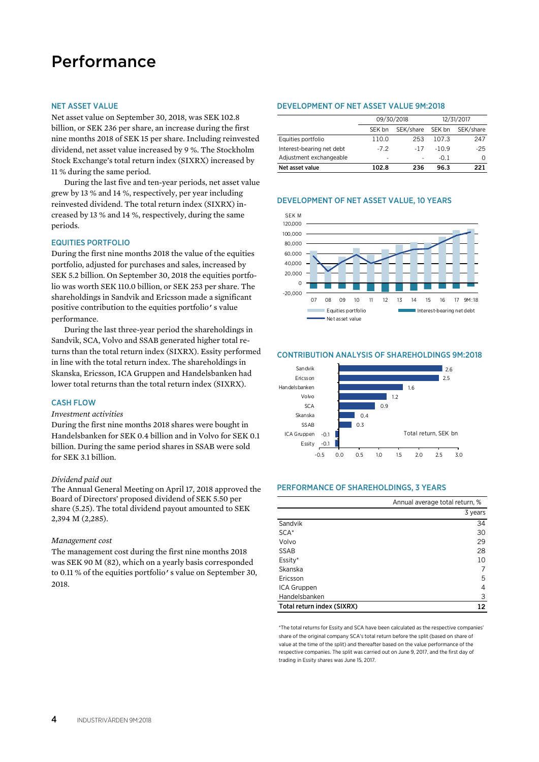# Performance

## NET ASSET VALUE

Net asset value on September 30, 2018, was SEK 102.8 billion, or SEK 236 per share, an increase during the first nine months 2018 of SEK 15 per share. Including reinvested dividend, net asset value increased by 9 %. The Stockholm Stock Exchange's total return index (SIXRX) increased by 11 % during the same period.

During the last five and ten-year periods, net asset value grew by 13 % and 14 %, respectively, per year including reinvested dividend. The total return index (SIXRX) increased by 13 % and 14 %, respectively, during the same periods.

## EQUITIES PORTFOLIO

During the first nine months 2018 the value of the equities portfolio, adjusted for purchases and sales, increased by SEK 5.2 billion. On September 30, 2018 the equities portfolio was worth SEK 110.0 billion, or SEK 253 per share. The shareholdings in Sandvik and Ericsson made a significant positive contribution to the equities portfolio's value performance.

During the last three-year period the shareholdings in Sandvik, SCA, Volvo and SSAB generated higher total returns than the total return index (SIXRX). Essity performed in line with the total return index. The shareholdings in Skanska, Ericsson, ICA Gruppen and Handelsbanken had lower total returns than the total return index (SIXRX).

## CASH FLOW

*Investment activities*

During the first nine months 2018 shares were bought in Handelsbanken for SEK 0.4 billion and in Volvo for SEK 0.1 billion. During the same period shares in SSAB were sold for SEK 3.1 billion.

*Dividend paid out*

The Annual General Meeting on April 17, 2018 approved the Board of Directors' proposed dividend of SEK 5.50 per share (5.25). The total dividend payout amounted to SEK 2,394 M (2,285).

*Management cost*

The management cost during the first nine months 2018 was SEK 90 M (82), which on a yearly basis corresponded to 0.11 % of the equities portfolio's value on September 30, 2018.

## DEVELOPMENT OF NET ASSET VALUE 9M:2018

| | 09/30/2018 | | 12/31/2017 | |
|---|---|---|---|---|
| | SEK bn | SEK/share | SEK bn | SEK/share |
| Equities portfolio | 110.0 | 253 | 107.3 | 247 |
| Interest-bearing net debt | -7.2 | -17 | -10.9 | -25 |
| Adjustment exchangeable | - | - | -0.1 | 0 |
| **Net asset value** | **102.8** | **236** | **96.3** | **221** |

## DEVELOPMENT OF NET ASSET VALUE, 10 YEARS

## CONTRIBUTION ANALYSIS OF SHAREHOLDINGS 9M:2018

Total return, SEK bn

| Shareholding | SEK bn |
|---|---|
| Sandvik | 2.6 |
| Ericsson | 2.5 |
| Handelsbanken | 1.6 |
| Volvo | 1.2 |
| SCA | 0.9 |
| Skanska | 0.4 |
| SSAB | 0.3 |
| ICA Gruppen | -0.1 |
| Essity | -0.1 |

## PERFORMANCE OF SHAREHOLDINGS, 3 YEARS

| | Annual average total return, % |
|---|---|
| | 3 years |
| Sandvik | 34 |
| SCA* | 30 |
| Volvo | 29 |
| SSAB | 28 |
| Essity* | 10 |
| Skanska | 7 |
| Ericsson | 5 |
| ICA Gruppen | 4 |
| Handelsbanken | 3 |
| **Total return index (SIXRX)** | **12** |

*The total returns for Essity and SCA have been calculated as the respective companies' share of the original company SCA's total return before the split (based on share of value at the time of the split) and thereafter based on the value performance of the respective companies. The split was carried out on June 9, 2017, and the first day of trading in Essity shares was June 15, 2017.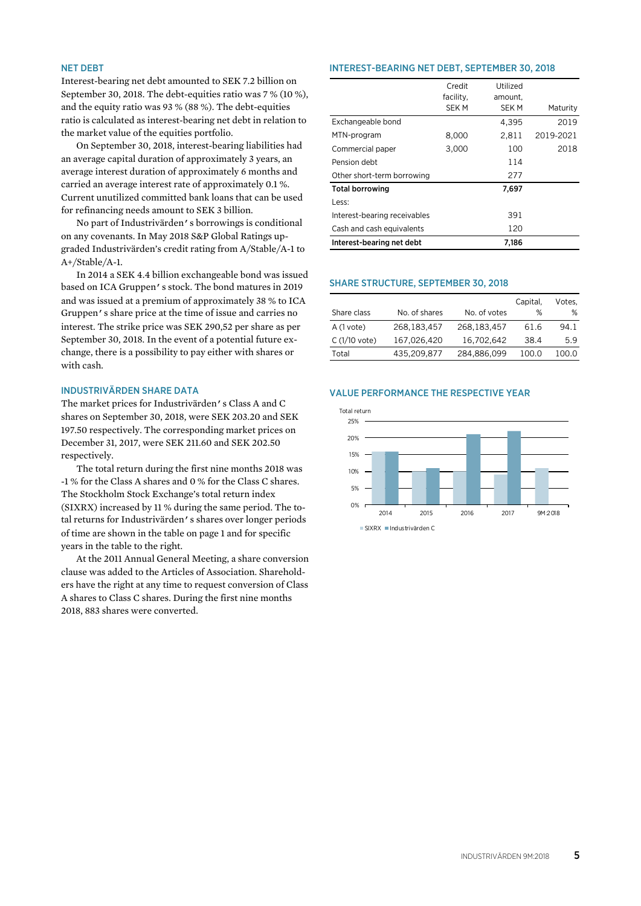## NET DEBT

Interest-bearing net debt amounted to SEK 7.2 billion on September 30, 2018. The debt-equities ratio was 7 % (10 %), and the equity ratio was 93 % (88 %). The debt-equities ratio is calculated as interest-bearing net debt in relation to the market value of the equities portfolio.

On September 30, 2018, interest-bearing liabilities had an average capital duration of approximately 3 years, an average interest duration of approximately 6 months and carried an average interest rate of approximately 0.1 %. Current unutilized committed bank loans that can be used for refinancing needs amount to SEK 3 billion.

No part of Industrivärden's borrowings is conditional on any covenants. In May 2018 S&P Global Ratings upgraded Industrivärden's credit rating from A/Stable/A-1 to A+/Stable/A-1.

In 2014 a SEK 4.4 billion exchangeable bond was issued based on ICA Gruppen's stock. The bond matures in 2019 and was issued at a premium of approximately 38 % to ICA Gruppen's share price at the time of issue and carries no interest. The strike price was SEK 290,52 per share as per September 30, 2018. In the event of a potential future exchange, there is a possibility to pay either with shares or with cash.

## INDUSTRIVÄRDEN SHARE DATA

The market prices for Industrivärden's Class A and C shares on September 30, 2018, were SEK 203.20 and SEK 197.50 respectively. The corresponding market prices on December 31, 2017, were SEK 211.60 and SEK 202.50 respectively.

The total return during the first nine months 2018 was -1 % for the Class A shares and 0 % for the Class C shares. The Stockholm Stock Exchange's total return index (SIXRX) increased by 11 % during the same period. The total returns for Industrivärden's shares over longer periods of time are shown in the table on page 1 and for specific years in the table to the right.

At the 2011 Annual General Meeting, a share conversion clause was added to the Articles of Association. Shareholders have the right at any time to request conversion of Class A shares to Class C shares. During the first nine months 2018, 883 shares were converted.

## INTEREST-BEARING NET DEBT, SEPTEMBER 30, 2018

| | Credit facility, SEK M | Utilized amount, SEK M | Maturity |
|---|---|---|---|
| Exchangeable bond | | 4,395 | 2019 |
| MTN-program | 8,000 | 2,811 | 2019-2021 |
| Commercial paper | 3,000 | 100 | 2018 |
| Pension debt | | 114 | |
| Other short-term borrowing | | 277 | |
| **Total borrowing** | | **7,697** | |
| Less: | | | |
| Interest-bearing receivables | | 391 | |
| Cash and cash equivalents | | 120 | |
| **Interest-bearing net debt** | | **7,186** | |

## SHARE STRUCTURE, SEPTEMBER 30, 2018

| Share class | No. of shares | No. of votes | Capital, % | Votes, % |
|---|---|---|---|---|
| A (1 vote) | 268,183,457 | 268,183,457 | 61.6 | 94.1 |
| C (1/10 vote) | 167,026,420 | 16,702,642 | 38.4 | 5.9 |
| Total | 435,209,877 | 284,886,099 | 100.0 | 100.0 |

## VALUE PERFORMANCE THE RESPECTIVE YEAR

Total return

25%
20%
15%
10%
5%
0%

2014 2015 2016 2017 9M 2018

SIXRX ■ Industrivärden C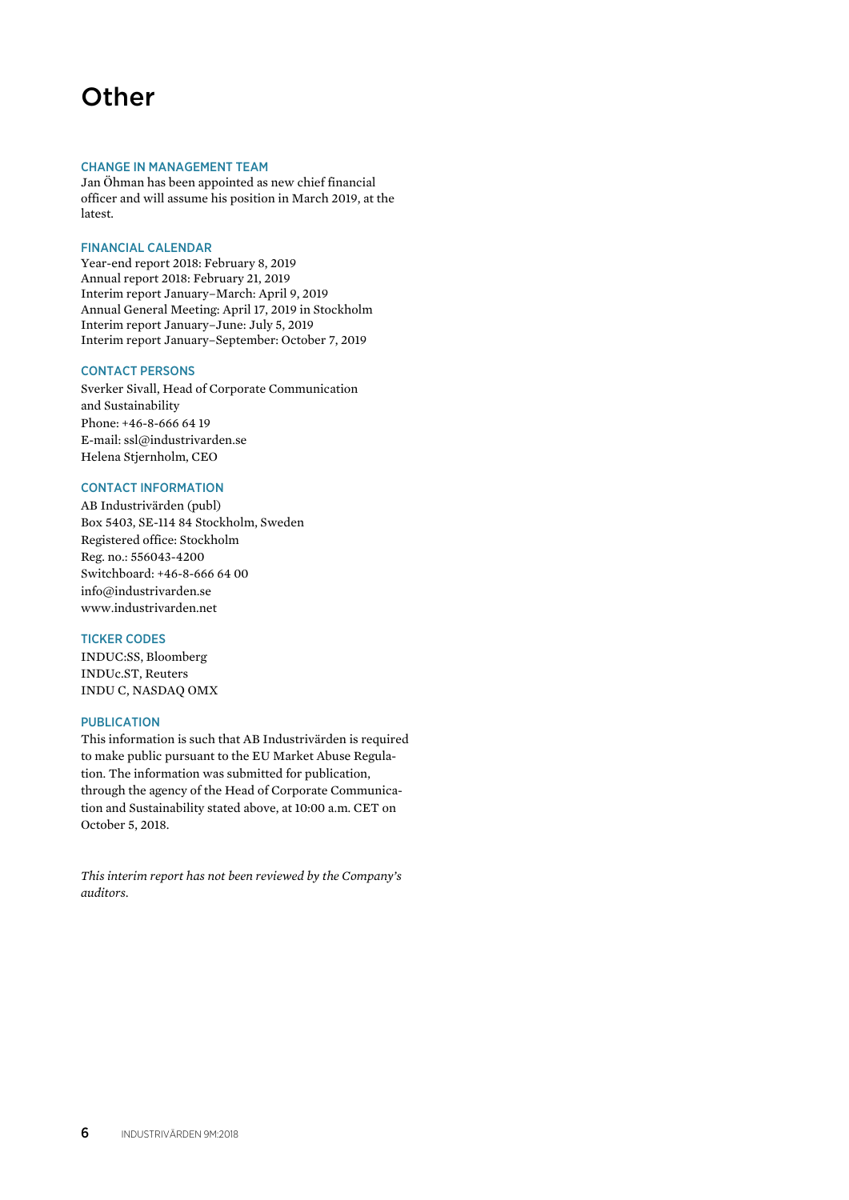# Other

## CHANGE IN MANAGEMENT TEAM

Jan Öhman has been appointed as new chief financial officer and will assume his position in March 2019, at the latest.

## FINANCIAL CALENDAR

Year-end report 2018: February 8, 2019
Annual report 2018: February 21, 2019
Interim report January–March: April 9, 2019
Annual General Meeting: April 17, 2019 in Stockholm
Interim report January–June: July 5, 2019
Interim report January–September: October 7, 2019

## CONTACT PERSONS

Sverker Sivall, Head of Corporate Communication and Sustainability
Phone: +46-8-666 64 19
E-mail: ssl@industrivarden.se
Helena Stjernholm, CEO

## CONTACT INFORMATION

AB Industrivärden (publ)
Box 5403, SE-114 84 Stockholm, Sweden
Registered office: Stockholm
Reg. no.: 556043-4200
Switchboard: +46-8-666 64 00
info@industrivarden.se
www.industrivarden.net

## TICKER CODES

INDUC:SS, Bloomberg
INDUc.ST, Reuters
INDU C, NASDAQ OMX

## PUBLICATION

This information is such that AB Industrivärden is required to make public pursuant to the EU Market Abuse Regulation. The information was submitted for publication, through the agency of the Head of Corporate Communication and Sustainability stated above, at 10:00 a.m. CET on October 5, 2018.

*This interim report has not been reviewed by the Company's auditors.*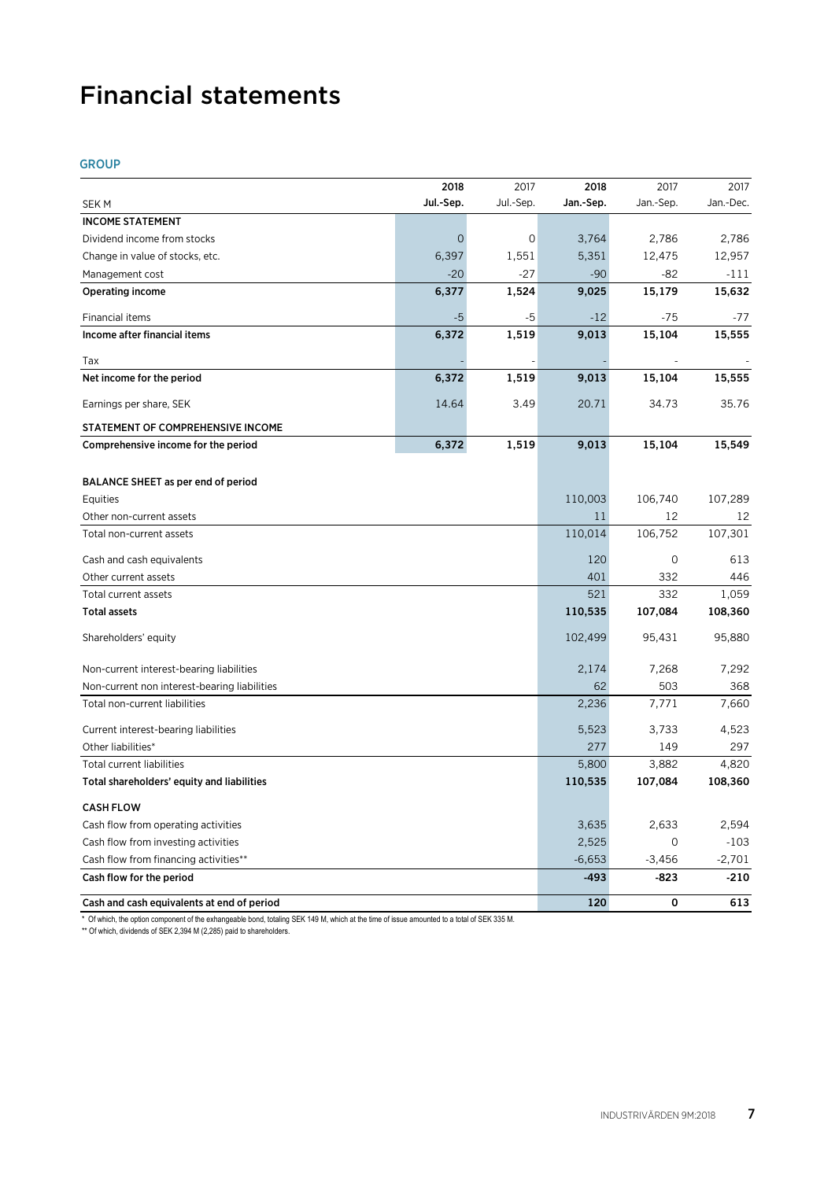# Financial statements

## GROUP

| SEK M | 2018 Jul.-Sep. | 2017 Jul.-Sep. | 2018 Jan.-Sep. | 2017 Jan.-Sep. | 2017 Jan.-Dec. |
|---|---|---|---|---|---|
| **INCOME STATEMENT** | | | | | |
| Dividend income from stocks | 0 | 0 | 3,764 | 2,786 | 2,786 |
| Change in value of stocks, etc. | 6,397 | 1,551 | 5,351 | 12,475 | 12,957 |
| Management cost | -20 | -27 | -90 | -82 | -111 |
| **Operating income** | **6,377** | **1,524** | **9,025** | **15,179** | **15,632** |
| Financial items | -5 | -5 | -12 | -75 | -77 |
| **Income after financial items** | **6,372** | **1,519** | **9,013** | **15,104** | **15,555** |
| Tax | - | - | - | - | - |
| **Net income for the period** | **6,372** | **1,519** | **9,013** | **15,104** | **15,555** |
| Earnings per share, SEK | 14.64 | 3.49 | 20.71 | 34.73 | 35.76 |
| **STATEMENT OF COMPREHENSIVE INCOME** | | | | | |
| **Comprehensive income for the period** | **6,372** | **1,519** | **9,013** | **15,104** | **15,549** |
| | | | | | |
| **BALANCE SHEET as per end of period** | | | | | |
| Equities | | | 110,003 | 106,740 | 107,289 |
| Other non-current assets | | | 11 | 12 | 12 |
| Total non-current assets | | | 110,014 | 106,752 | 107,301 |
| Cash and cash equivalents | | | 120 | 0 | 613 |
| Other current assets | | | 401 | 332 | 446 |
| Total current assets | | | 521 | 332 | 1,059 |
| **Total assets** | | | **110,535** | **107,084** | **108,360** |
| Shareholders' equity | | | 102,499 | 95,431 | 95,880 |
| Non-current interest-bearing liabilities | | | 2,174 | 7,268 | 7,292 |
| Non-current non interest-bearing liabilities | | | 62 | 503 | 368 |
| Total non-current liabilities | | | 2,236 | 7,771 | 7,660 |
| Current interest-bearing liabilities | | | 5,523 | 3,733 | 4,523 |
| Other liabilities* | | | 277 | 149 | 297 |
| Total current liabilities | | | 5,800 | 3,882 | 4,820 |
| **Total shareholders' equity and liabilities** | | | **110,535** | **107,084** | **108,360** |
| **CASH FLOW** | | | | | |
| Cash flow from operating activities | | | 3,635 | 2,633 | 2,594 |
| Cash flow from investing activities | | | 2,525 | 0 | -103 |
| Cash flow from financing activities** | | | -6,653 | -3,456 | -2,701 |
| **Cash flow for the period** | | | **-493** | **-823** | **-210** |
| **Cash and cash equivalents at end of period** | | | **120** | **0** | **613** |

\* Of which, the option component of the exhangeable bond, totaling SEK 149 M, which at the time of issue amounted to a total of SEK 335 M.

\*\* Of which, dividends of SEK 2,394 M (2,285) paid to shareholders.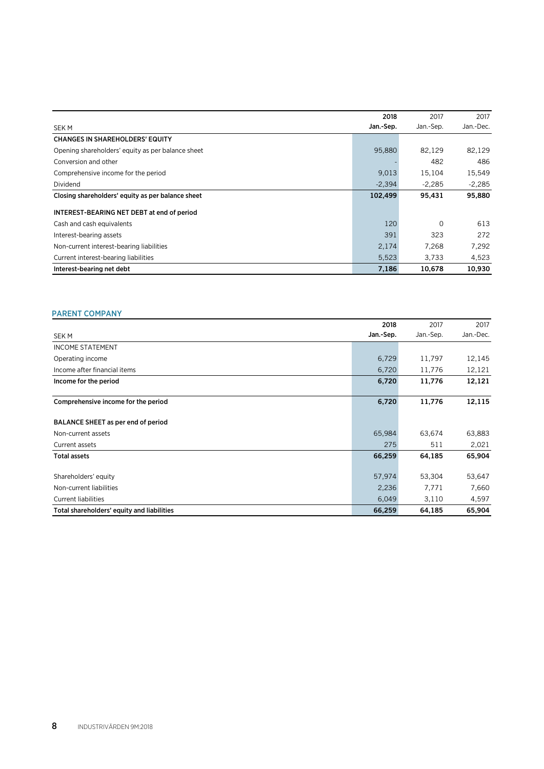| SEK M | 2018 Jan.-Sep. | 2017 Jan.-Sep. | 2017 Jan.-Dec. |
|---|---|---|---|
| **CHANGES IN SHAREHOLDERS' EQUITY** | | | |
| Opening shareholders' equity as per balance sheet | 95,880 | 82,129 | 82,129 |
| Conversion and other | - | 482 | 486 |
| Comprehensive income for the period | 9,013 | 15,104 | 15,549 |
| Dividend | -2,394 | -2,285 | -2,285 |
| **Closing shareholders' equity as per balance sheet** | **102,499** | **95,431** | **95,880** |
| | | | |
| **INTEREST-BEARING NET DEBT at end of period** | | | |
| Cash and cash equivalents | 120 | 0 | 613 |
| Interest-bearing assets | 391 | 323 | 272 |
| Non-current interest-bearing liabilities | 2,174 | 7,268 | 7,292 |
| Current interest-bearing liabilities | 5,523 | 3,733 | 4,523 |
| **Interest-bearing net debt** | **7,186** | **10,678** | **10,930** |

## PARENT COMPANY

| SEK M | 2018 Jan.-Sep. | 2017 Jan.-Sep. | 2017 Jan.-Dec. |
|---|---|---|---|
| INCOME STATEMENT | | | |
| Operating income | 6,729 | 11,797 | 12,145 |
| Income after financial items | 6,720 | 11,776 | 12,121 |
| **Income for the period** | **6,720** | **11,776** | **12,121** |
| | | | |
| **Comprehensive income for the period** | **6,720** | **11,776** | **12,115** |
| | | | |
| **BALANCE SHEET as per end of period** | | | |
| Non-current assets | 65,984 | 63,674 | 63,883 |
| Current assets | 275 | 511 | 2,021 |
| **Total assets** | **66,259** | **64,185** | **65,904** |
| | | | |
| Shareholders' equity | 57,974 | 53,304 | 53,647 |
| Non-current liabilities | 2,236 | 7,771 | 7,660 |
| Current liabilities | 6,049 | 3,110 | 4,597 |
| **Total shareholders' equity and liabilities** | **66,259** | **64,185** | **65,904** |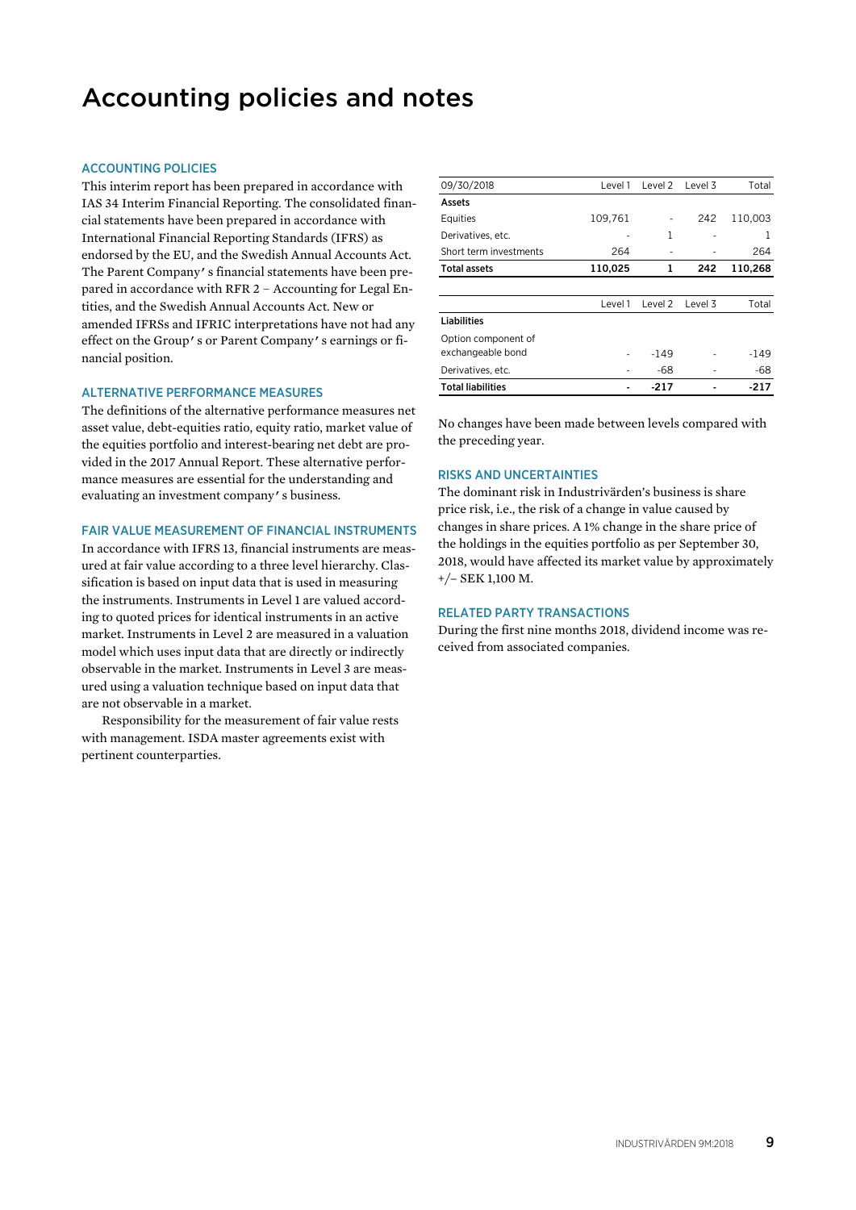# Accounting policies and notes

## ACCOUNTING POLICIES

This interim report has been prepared in accordance with IAS 34 Interim Financial Reporting. The consolidated financial statements have been prepared in accordance with International Financial Reporting Standards (IFRS) as endorsed by the EU, and the Swedish Annual Accounts Act. The Parent Company's financial statements have been prepared in accordance with RFR 2 – Accounting for Legal Entities, and the Swedish Annual Accounts Act. New or amended IFRSs and IFRIC interpretations have not had any effect on the Group's or Parent Company's earnings or financial position.

## ALTERNATIVE PERFORMANCE MEASURES

The definitions of the alternative performance measures net asset value, debt-equities ratio, equity ratio, market value of the equities portfolio and interest-bearing net debt are provided in the 2017 Annual Report. These alternative performance measures are essential for the understanding and evaluating an investment company's business.

## FAIR VALUE MEASUREMENT OF FINANCIAL INSTRUMENTS

In accordance with IFRS 13, financial instruments are measured at fair value according to a three level hierarchy. Classification is based on input data that is used in measuring the instruments. Instruments in Level 1 are valued according to quoted prices for identical instruments in an active market. Instruments in Level 2 are measured in a valuation model which uses input data that are directly or indirectly observable in the market. Instruments in Level 3 are measured using a valuation technique based on input data that are not observable in a market.

Responsibility for the measurement of fair value rests with management. ISDA master agreements exist with pertinent counterparties.

| 09/30/2018 | Level 1 | Level 2 | Level 3 | Total |
|---|---|---|---|---|
| **Assets** | | | | |
| Equities | 109,761 | - | 242 | 110,003 |
| Derivatives, etc. | - | 1 | - | 1 |
| Short term investments | 264 | - | - | 264 |
| **Total assets** | **110,025** | **1** | **242** | **110,268** |

| | Level 1 | Level 2 | Level 3 | Total |
|---|---|---|---|---|
| **Liabilities** | | | | |
| Option component of exchangeable bond | - | -149 | - | -149 |
| Derivatives, etc. | - | -68 | - | -68 |
| **Total liabilities** | **-** | **-217** | **-** | **-217** |

No changes have been made between levels compared with the preceding year.

## RISKS AND UNCERTAINTIES

The dominant risk in Industrivärden's business is share price risk, i.e., the risk of a change in value caused by changes in share prices. A 1% change in the share price of the holdings in the equities portfolio as per September 30, 2018, would have affected its market value by approximately +/– SEK 1,100 M.

## RELATED PARTY TRANSACTIONS

During the first nine months 2018, dividend income was received from associated companies.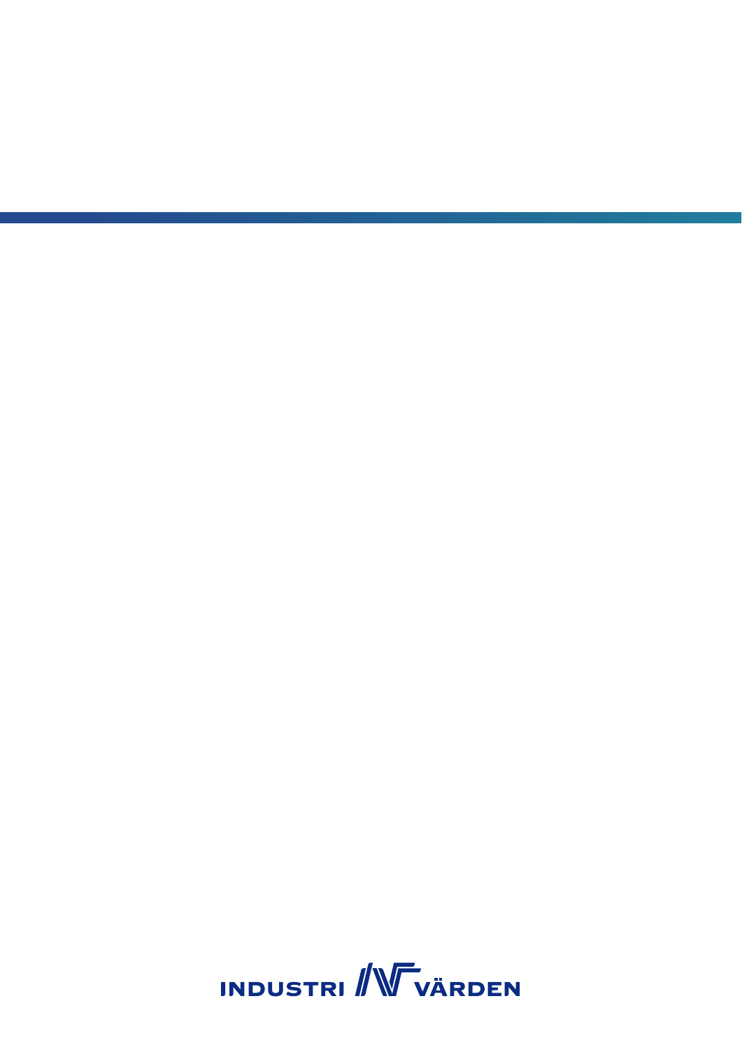INDUSTRI VÄRDEN